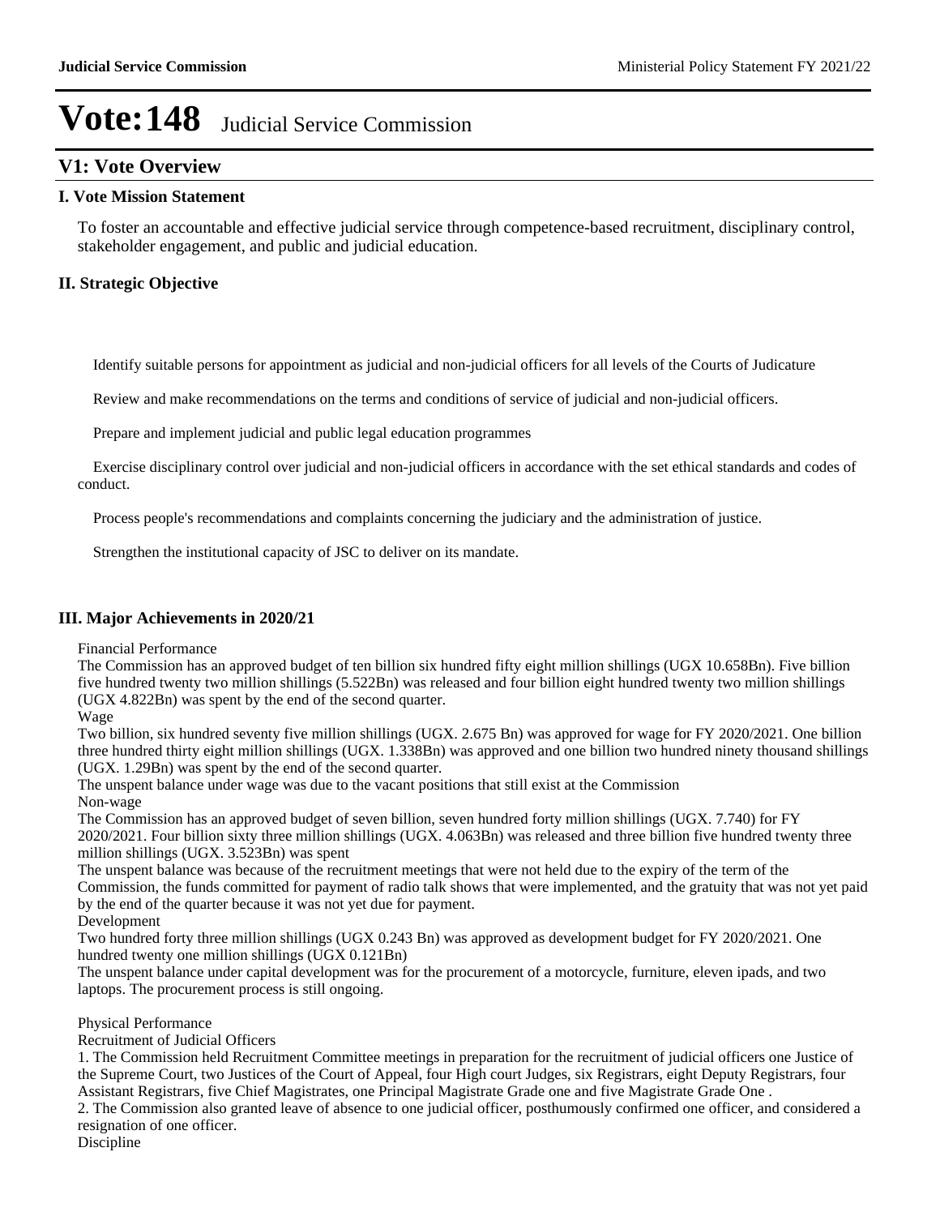# Vote:148 Judicial Service Commission

## V1: Vote Overview

### I. Vote Mission Statement

To foster an accountable and effective judicial service through competence-based recruitment, disciplinary control, stakeholder engagement, and public and judicial education.

### II. Strategic Objective

Identify suitable persons for appointment as judicial and non-judicial officers for all levels of the Courts of Judicature

Review and make recommendations on the terms and conditions of service of judicial and non-judicial officers.

Prepare and implement judicial and public legal education programmes

Exercise disciplinary control over judicial and non-judicial officers in accordance with the set ethical standards and codes of conduct.

Process people's recommendations and complaints concerning the judiciary and the administration of justice.

Strengthen the institutional capacity of JSC to deliver on its mandate.

### III. Major Achievements in 2020/21

Financial Performance

The Commission has an approved budget of ten billion six hundred fifty eight million shillings (UGX 10.658Bn). Five billion five hundred twenty two million shillings (5.522Bn) was released and four billion eight hundred twenty two million shillings (UGX 4.822Bn) was spent by the end of the second quarter.

Wage

Two billion, six hundred seventy five million shillings (UGX. 2.675 Bn) was approved for wage for FY 2020/2021. One billion three hundred thirty eight million shillings (UGX. 1.338Bn) was approved and one billion two hundred ninety thousand shillings (UGX. 1.29Bn) was spent by the end of the second quarter.

The unspent balance under wage was due to the vacant positions that still exist at the Commission

Non-wage

The Commission has an approved budget of seven billion, seven hundred forty million shillings (UGX. 7.740) for FY 2020/2021. Four billion sixty three million shillings (UGX. 4.063Bn) was released and three billion five hundred twenty three million shillings (UGX. 3.523Bn) was spent

The unspent balance was because of the recruitment meetings that were not held due to the expiry of the term of the Commission, the funds committed for payment of radio talk shows that were implemented, and the gratuity that was not yet paid by the end of the quarter because it was not yet due for payment.

Development

Two hundred forty three million shillings (UGX 0.243 Bn) was approved as development budget for FY 2020/2021. One hundred twenty one million shillings (UGX 0.121Bn)

The unspent balance under capital development was for the procurement of a motorcycle, furniture, eleven ipads, and two laptops. The procurement process is still ongoing.

Physical Performance

Recruitment of Judicial Officers

1. The Commission held Recruitment Committee meetings in preparation for the recruitment of judicial officers one Justice of the Supreme Court, two Justices of the Court of Appeal, four High court Judges, six Registrars, eight Deputy Registrars, four Assistant Registrars, five Chief Magistrates, one Principal Magistrate Grade one and five Magistrate Grade One .

2. The Commission also granted leave of absence to one judicial officer, posthumously confirmed one officer, and considered a resignation of one officer.

Discipline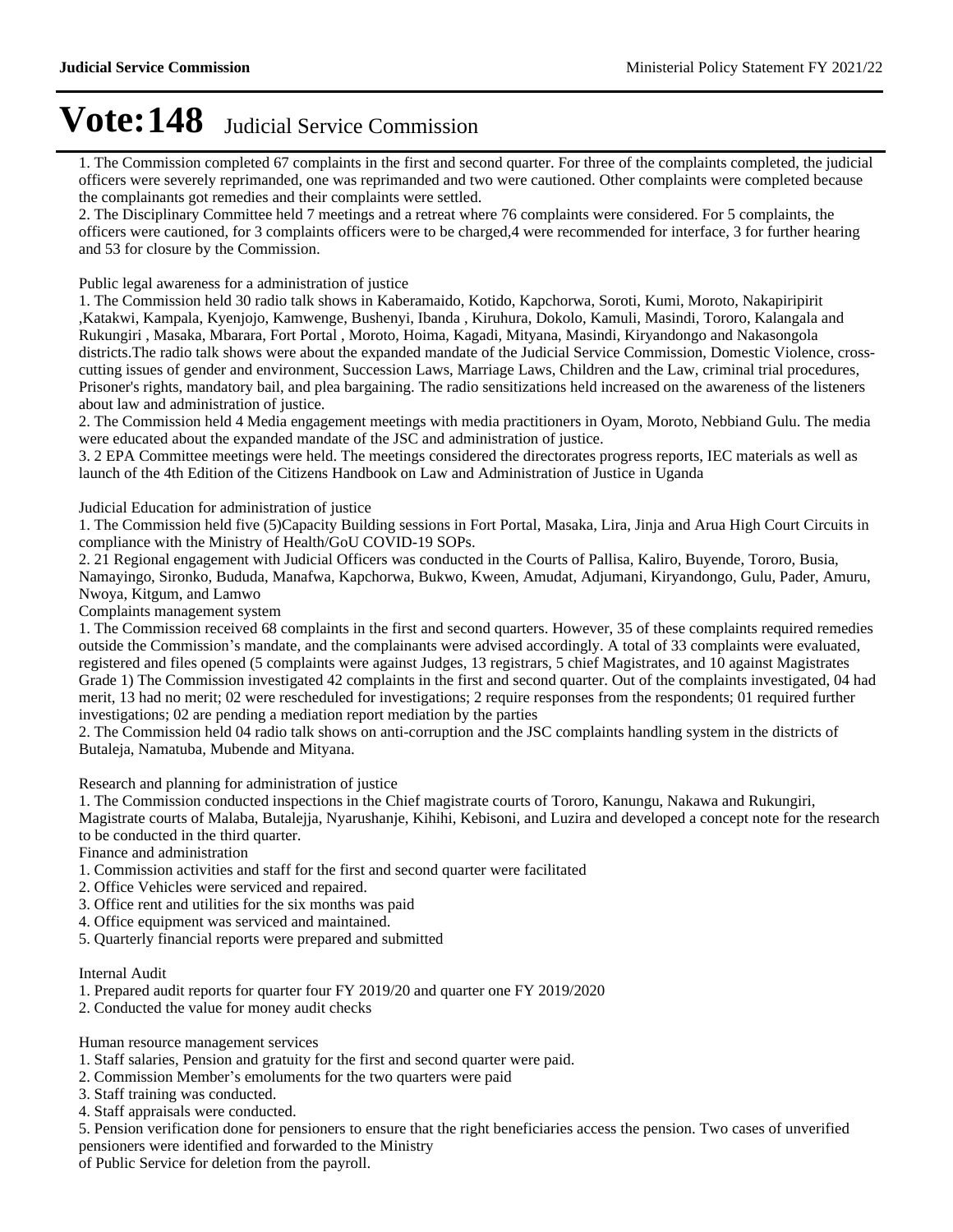# Vote:148 Judicial Service Commission

1. The Commission completed 67 complaints in the first and second quarter. For three of the complaints completed, the judicial officers were severely reprimanded, one was reprimanded and two were cautioned. Other complaints were completed because the complainants got remedies and their complaints were settled.
2. The Disciplinary Committee held 7 meetings and a retreat where 76 complaints were considered. For 5 complaints, the officers were cautioned, for 3 complaints officers were to be charged,4 were recommended for interface, 3 for further hearing and 53 for closure by the Commission.

Public legal awareness for a administration of justice

1. The Commission held 30 radio talk shows in Kaberamaido, Kotido, Kapchorwa, Soroti, Kumi, Moroto, Nakapiripirit ,Katakwi, Kampala, Kyenjojo, Kamwenge, Bushenyi, Ibanda , Kiruhura, Dokolo, Kamuli, Masindi, Tororo, Kalangala and Rukungiri , Masaka, Mbarara, Fort Portal , Moroto, Hoima, Kagadi, Mityana, Masindi, Kiryandongo and Nakasongola districts.The radio talk shows were about the expanded mandate of the Judicial Service Commission, Domestic Violence, cross-cutting issues of gender and environment, Succession Laws, Marriage Laws, Children and the Law, criminal trial procedures, Prisoner's rights, mandatory bail, and plea bargaining. The radio sensitizations held increased on the awareness of the listeners about law and administration of justice.
2. The Commission held 4 Media engagement meetings with media practitioners in Oyam, Moroto, Nebbiand Gulu. The media were educated about the expanded mandate of the JSC and administration of justice.
3. 2 EPA Committee meetings were held. The meetings considered the directorates progress reports, IEC materials as well as launch of the 4th Edition of the Citizens Handbook on Law and Administration of Justice in Uganda

Judicial Education for administration of justice

1. The Commission held five (5)Capacity Building sessions in Fort Portal, Masaka, Lira, Jinja and Arua High Court Circuits in compliance with the Ministry of Health/GoU COVID-19 SOPs.
2. 21 Regional engagement with Judicial Officers was conducted in the Courts of Pallisa, Kaliro, Buyende, Tororo, Busia, Namayingo, Sironko, Bududa, Manafwa, Kapchorwa, Bukwo, Kween, Amudat, Adjumani, Kiryandongo, Gulu, Pader, Amuru, Nwoya, Kitgum, and Lamwo

Complaints management system

1. The Commission received 68 complaints in the first and second quarters. However, 35 of these complaints required remedies outside the Commission's mandate, and the complainants were advised accordingly. A total of 33 complaints were evaluated, registered and files opened (5 complaints were against Judges, 13 registrars, 5 chief Magistrates, and 10 against Magistrates Grade 1) The Commission investigated 42 complaints in the first and second quarter. Out of the complaints investigated, 04 had merit, 13 had no merit; 02 were rescheduled for investigations; 2 require responses from the respondents; 01 required further investigations; 02 are pending a mediation report mediation by the parties
2. The Commission held 04 radio talk shows on anti-corruption and the JSC complaints handling system in the districts of Butaleja, Namatuba, Mubende and Mityana.

Research and planning for administration of justice

1. The Commission conducted inspections in the Chief magistrate courts of Tororo, Kanungu, Nakawa and Rukungiri, Magistrate courts of Malaba, Butalejja, Nyarushanje, Kihihi, Kebisoni, and Luzira and developed a concept note for the research to be conducted in the third quarter.

Finance and administration

1. Commission activities and staff for the first and second quarter were facilitated
2. Office Vehicles were serviced and repaired.
3. Office rent and utilities for the six months was paid
4. Office equipment was serviced and maintained.
5. Quarterly financial reports were prepared and submitted

Internal Audit

1. Prepared audit reports for quarter four FY 2019/20 and quarter one FY 2019/2020
2. Conducted the value for money audit checks

Human resource management services

1. Staff salaries, Pension and gratuity for the first and second quarter were paid.
2. Commission Member's emoluments for the two quarters were paid
3. Staff training was conducted.
4. Staff appraisals were conducted.
5. Pension verification done for pensioners to ensure that the right beneficiaries access the pension. Two cases of unverified pensioners were identified and forwarded to the Ministry of Public Service for deletion from the payroll.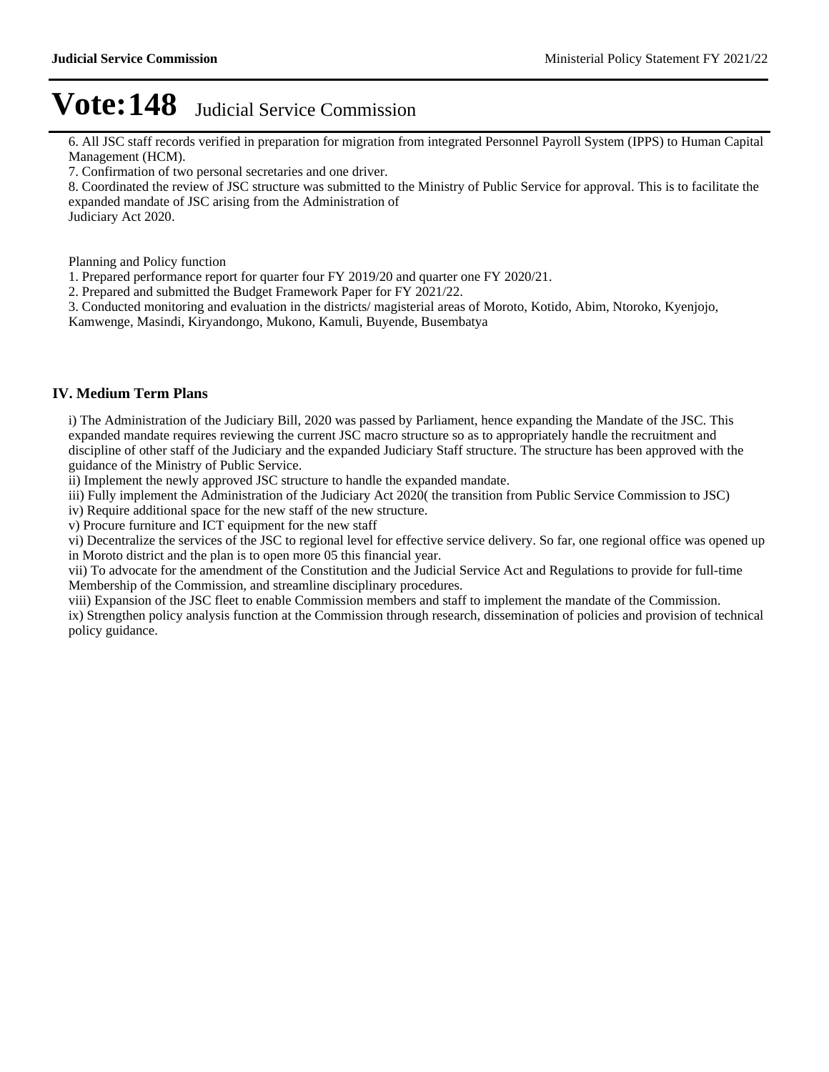6. All JSC staff records verified in preparation for migration from integrated Personnel Payroll System (IPPS) to Human Capital Management (HCM).

7. Confirmation of two personal secretaries and one driver.

8. Coordinated the review of JSC structure was submitted to the Ministry of Public Service for approval. This is to facilitate the expanded mandate of JSC arising from the Administration of Judiciary Act 2020.

Planning and Policy function

1. Prepared performance report for quarter four FY 2019/20 and quarter one FY 2020/21.
2. Prepared and submitted the Budget Framework Paper for FY 2021/22.
3. Conducted monitoring and evaluation in the districts/ magisterial areas of Moroto, Kotido, Abim, Ntoroko, Kyenjojo, Kamwenge, Masindi, Kiryandongo, Mukono, Kamuli, Buyende, Busembatya

## IV. Medium Term Plans

i) The Administration of the Judiciary Bill, 2020 was passed by Parliament, hence expanding the Mandate of the JSC. This expanded mandate requires reviewing the current JSC macro structure so as to appropriately handle the recruitment and discipline of other staff of the Judiciary and the expanded Judiciary Staff structure. The structure has been approved with the guidance of the Ministry of Public Service.

ii) Implement the newly approved JSC structure to handle the expanded mandate.

iii) Fully implement the Administration of the Judiciary Act 2020( the transition from Public Service Commission to JSC)

iv) Require additional space for the new staff of the new structure.

v) Procure furniture and ICT equipment for the new staff

vi) Decentralize the services of the JSC to regional level for effective service delivery. So far, one regional office was opened up in Moroto district and the plan is to open more 05 this financial year.

vii) To advocate for the amendment of the Constitution and the Judicial Service Act and Regulations to provide for full-time Membership of the Commission, and streamline disciplinary procedures.

viii) Expansion of the JSC fleet to enable Commission members and staff to implement the mandate of the Commission.

ix) Strengthen policy analysis function at the Commission through research, dissemination of policies and provision of technical policy guidance.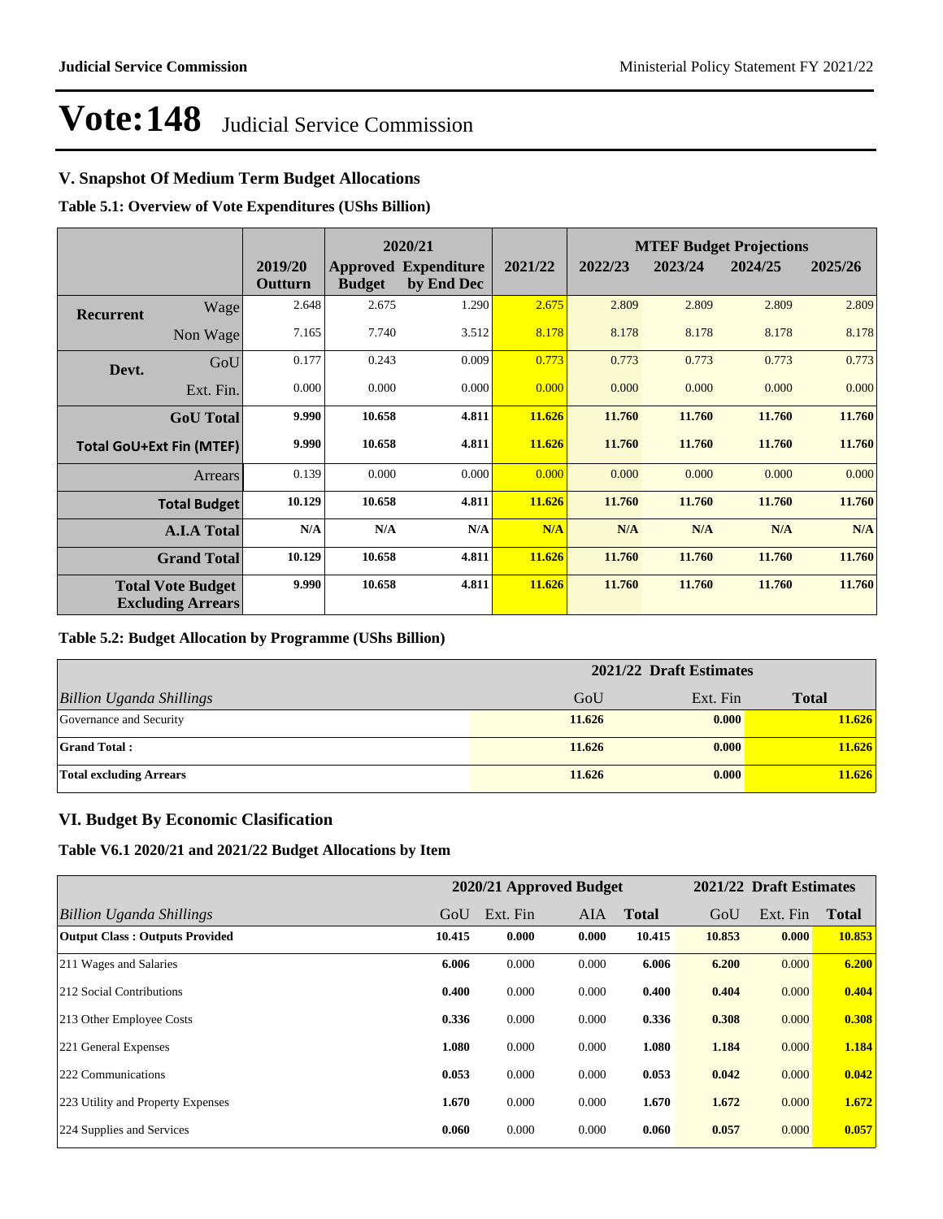# Vote:148 Judicial Service Commission

## V. Snapshot Of Medium Term Budget Allocations

**Table 5.1: Overview of Vote Expenditures (UShs Billion)**

| | | | 2020/21 | | | MTEF Budget Projections | | | |
|---|---|---|---|---|---|---|---|---|---|
| | | 2019/20 Outturn | Approved Budget | Expenditure by End Dec | 2021/22 | 2022/23 | 2023/24 | 2024/25 | 2025/26 |
| **Recurrent** | Wage | 2.648 | 2.675 | 1.290 | 2.675 | 2.809 | 2.809 | 2.809 | 2.809 |
| | Non Wage | 7.165 | 7.740 | 3.512 | 8.178 | 8.178 | 8.178 | 8.178 | 8.178 |
| **Devt.** | GoU | 0.177 | 0.243 | 0.009 | 0.773 | 0.773 | 0.773 | 0.773 | 0.773 |
| | Ext. Fin. | 0.000 | 0.000 | 0.000 | 0.000 | 0.000 | 0.000 | 0.000 | 0.000 |
| | **GoU Total** | **9.990** | **10.658** | **4.811** | **11.626** | **11.760** | **11.760** | **11.760** | **11.760** |
| **Total GoU+Ext Fin (MTEF)** | | **9.990** | **10.658** | **4.811** | **11.626** | **11.760** | **11.760** | **11.760** | **11.760** |
| | Arrears | 0.139 | 0.000 | 0.000 | 0.000 | 0.000 | 0.000 | 0.000 | 0.000 |
| | **Total Budget** | **10.129** | **10.658** | **4.811** | **11.626** | **11.760** | **11.760** | **11.760** | **11.760** |
| | **A.I.A Total** | **N/A** | **N/A** | **N/A** | **N/A** | **N/A** | **N/A** | **N/A** | **N/A** |
| | **Grand Total** | **10.129** | **10.658** | **4.811** | **11.626** | **11.760** | **11.760** | **11.760** | **11.760** |
| **Total Vote Budget Excluding Arrears** | | **9.990** | **10.658** | **4.811** | **11.626** | **11.760** | **11.760** | **11.760** | **11.760** |

**Table 5.2: Budget Allocation by Programme (UShs Billion)**

| | 2021/22 Draft Estimates | | |
|---|---|---|---|
| *Billion Uganda Shillings* | GoU | Ext. Fin | **Total** |
| Governance and Security | **11.626** | **0.000** | **11.626** |
| **Grand Total :** | **11.626** | **0.000** | **11.626** |
| **Total excluding Arrears** | **11.626** | **0.000** | **11.626** |

## VI. Budget By Economic Clasification

**Table V6.1 2020/21 and 2021/22 Budget Allocations by Item**

| | 2020/21 Approved Budget | | | | 2021/22 Draft Estimates | | |
|---|---|---|---|---|---|---|---|
| *Billion Uganda Shillings* | GoU | Ext. Fin | AIA | **Total** | GoU | Ext. Fin | **Total** |
| **Output Class : Outputs Provided** | **10.415** | **0.000** | **0.000** | **10.415** | **10.853** | **0.000** | **10.853** |
| 211 Wages and Salaries | **6.006** | 0.000 | 0.000 | **6.006** | **6.200** | 0.000 | **6.200** |
| 212 Social Contributions | **0.400** | 0.000 | 0.000 | **0.400** | **0.404** | 0.000 | **0.404** |
| 213 Other Employee Costs | **0.336** | 0.000 | 0.000 | **0.336** | **0.308** | 0.000 | **0.308** |
| 221 General Expenses | **1.080** | 0.000 | 0.000 | **1.080** | **1.184** | 0.000 | **1.184** |
| 222 Communications | **0.053** | 0.000 | 0.000 | **0.053** | **0.042** | 0.000 | **0.042** |
| 223 Utility and Property Expenses | **1.670** | 0.000 | 0.000 | **1.670** | **1.672** | 0.000 | **1.672** |
| 224 Supplies and Services | **0.060** | 0.000 | 0.000 | **0.060** | **0.057** | 0.000 | **0.057** |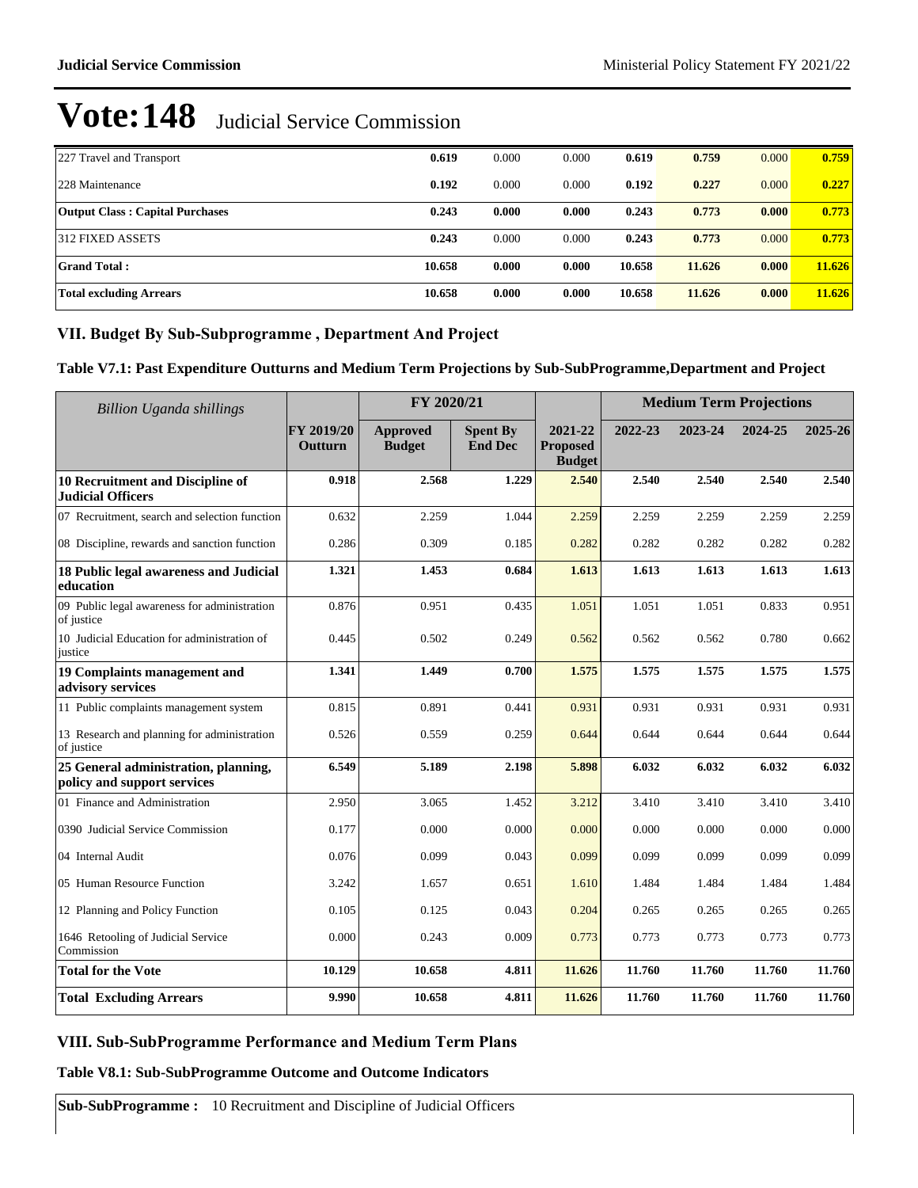# Vote:148 Judicial Service Commission

| | | | | | | | |
|---|---|---|---|---|---|---|---|
| 227 Travel and Transport | **0.619** | 0.000 | 0.000 | **0.619** | **0.759** | 0.000 | **0.759** |
| 228 Maintenance | **0.192** | 0.000 | 0.000 | **0.192** | **0.227** | 0.000 | **0.227** |
| **Output Class : Capital Purchases** | **0.243** | **0.000** | **0.000** | **0.243** | **0.773** | **0.000** | **0.773** |
| 312 FIXED ASSETS | **0.243** | 0.000 | 0.000 | **0.243** | **0.773** | 0.000 | **0.773** |
| **Grand Total :** | **10.658** | **0.000** | **0.000** | **10.658** | **11.626** | **0.000** | **11.626** |
| **Total excluding Arrears** | **10.658** | **0.000** | **0.000** | **10.658** | **11.626** | **0.000** | **11.626** |

## VII. Budget By Sub-Subprogramme , Department And Project

### Table V7.1: Past Expenditure Outturns and Medium Term Projections by Sub-SubProgramme,Department and Project

| *Billion Uganda shillings* | | FY 2020/21 | | | Medium Term Projections | | | |
|---|---|---|---|---|---|---|---|---|
| | FY 2019/20 Outturn | Approved Budget | Spent By End Dec | 2021-22 Proposed Budget | 2022-23 | 2023-24 | 2024-25 | 2025-26 |
| **10 Recruitment and Discipline of Judicial Officers** | **0.918** | **2.568** | **1.229** | **2.540** | **2.540** | **2.540** | **2.540** | **2.540** |
| 07 Recruitment, search and selection function | 0.632 | 2.259 | 1.044 | 2.259 | 2.259 | 2.259 | 2.259 | 2.259 |
| 08 Discipline, rewards and sanction function | 0.286 | 0.309 | 0.185 | 0.282 | 0.282 | 0.282 | 0.282 | 0.282 |
| **18 Public legal awareness and Judicial education** | **1.321** | **1.453** | **0.684** | **1.613** | **1.613** | **1.613** | **1.613** | **1.613** |
| 09 Public legal awareness for administration of justice | 0.876 | 0.951 | 0.435 | 1.051 | 1.051 | 1.051 | 0.833 | 0.951 |
| 10 Judicial Education for administration of justice | 0.445 | 0.502 | 0.249 | 0.562 | 0.562 | 0.562 | 0.780 | 0.662 |
| **19 Complaints management and advisory services** | **1.341** | **1.449** | **0.700** | **1.575** | **1.575** | **1.575** | **1.575** | **1.575** |
| 11 Public complaints management system | 0.815 | 0.891 | 0.441 | 0.931 | 0.931 | 0.931 | 0.931 | 0.931 |
| 13 Research and planning for administration of justice | 0.526 | 0.559 | 0.259 | 0.644 | 0.644 | 0.644 | 0.644 | 0.644 |
| **25 General administration, planning, policy and support services** | **6.549** | **5.189** | **2.198** | **5.898** | **6.032** | **6.032** | **6.032** | **6.032** |
| 01 Finance and Administration | 2.950 | 3.065 | 1.452 | 3.212 | 3.410 | 3.410 | 3.410 | 3.410 |
| 0390 Judicial Service Commission | 0.177 | 0.000 | 0.000 | 0.000 | 0.000 | 0.000 | 0.000 | 0.000 |
| 04 Internal Audit | 0.076 | 0.099 | 0.043 | 0.099 | 0.099 | 0.099 | 0.099 | 0.099 |
| 05 Human Resource Function | 3.242 | 1.657 | 0.651 | 1.610 | 1.484 | 1.484 | 1.484 | 1.484 |
| 12 Planning and Policy Function | 0.105 | 0.125 | 0.043 | 0.204 | 0.265 | 0.265 | 0.265 | 0.265 |
| 1646 Retooling of Judicial Service Commission | 0.000 | 0.243 | 0.009 | 0.773 | 0.773 | 0.773 | 0.773 | 0.773 |
| **Total for the Vote** | **10.129** | **10.658** | **4.811** | **11.626** | **11.760** | **11.760** | **11.760** | **11.760** |
| **Total Excluding Arrears** | **9.990** | **10.658** | **4.811** | **11.626** | **11.760** | **11.760** | **11.760** | **11.760** |

## VIII. Sub-SubProgramme Performance and Medium Term Plans

### Table V8.1: Sub-SubProgramme Outcome and Outcome Indicators

**Sub-SubProgramme :** 10 Recruitment and Discipline of Judicial Officers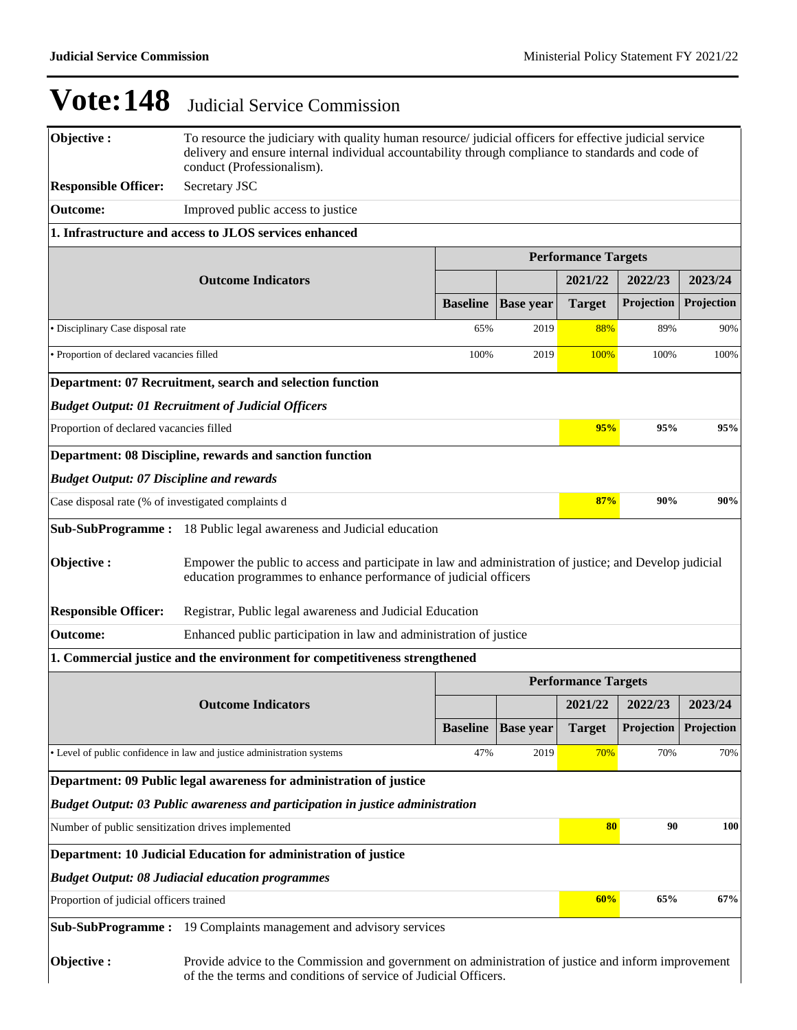# Vote:148 Judicial Service Commission

| | |
|---|---|
| **Objective :** | To resource the judiciary with quality human resource/ judicial officers for effective judicial service delivery and ensure internal individual accountability through compliance to standards and code of conduct (Professionalism). |
| **Responsible Officer:** | Secretary JSC |
| **Outcome:** | Improved public access to justice |

**1. Infrastructure and access to JLOS services enhanced**

| Outcome Indicators | Baseline | Base year | 2021/22 Target | 2022/23 Projection | 2023/24 Projection |
|---|---|---|---|---|---|
| • Disciplinary Case disposal rate | 65% | 2019 | 88% | 89% | 90% |
| • Proportion of declared vacancies filled | 100% | 2019 | 100% | 100% | 100% |

**Department: 07 Recruitment, search and selection function**

***Budget Output: 01 Recruitment of Judicial Officers***

| | 2021/22 | 2022/23 | 2023/24 |
|---|---|---|---|
| Proportion of declared vacancies filled | **95%** | **95%** | **95%** |

**Department: 08 Discipline, rewards and sanction function**

***Budget Output: 07 Discipline and rewards***

| | 2021/22 | 2022/23 | 2023/24 |
|---|---|---|---|
| Case disposal rate (% of investigated complaints d | **87%** | **90%** | **90%** |

| | |
|---|---|
| **Sub-SubProgramme :** | 18 Public legal awareness and Judicial education |
| **Objective :** | Empower the public to access and participate in law and administration of justice; and Develop judicial education programmes to enhance performance of judicial officers |
| **Responsible Officer:** | Registrar, Public legal awareness and Judicial Education |
| **Outcome:** | Enhanced public participation in law and administration of justice |

**1. Commercial justice and the environment for competitiveness strengthened**

| Outcome Indicators | Baseline | Base year | 2021/22 Target | 2022/23 Projection | 2023/24 Projection |
|---|---|---|---|---|---|
| • Level of public confidence in law and justice administration systems | 47% | 2019 | 70% | 70% | 70% |

**Department: 09 Public legal awareness for administration of justice**

***Budget Output: 03 Public awareness and participation in justice administration***

| | 2021/22 | 2022/23 | 2023/24 |
|---|---|---|---|
| Number of public sensitization drives implemented | **80** | **90** | **100** |

**Department: 10 Judicial Education for administration of justice**

***Budget Output: 08 Judiacial education programmes***

| | 2021/22 | 2022/23 | 2023/24 |
|---|---|---|---|
| Proportion of judicial officers trained | **60%** | **65%** | **67%** |

| | |
|---|---|
| **Sub-SubProgramme :** | 19 Complaints management and advisory services |
| **Objective :** | Provide advice to the Commission and government on administration of justice and inform improvement of the the terms and conditions of service of Judicial Officers. |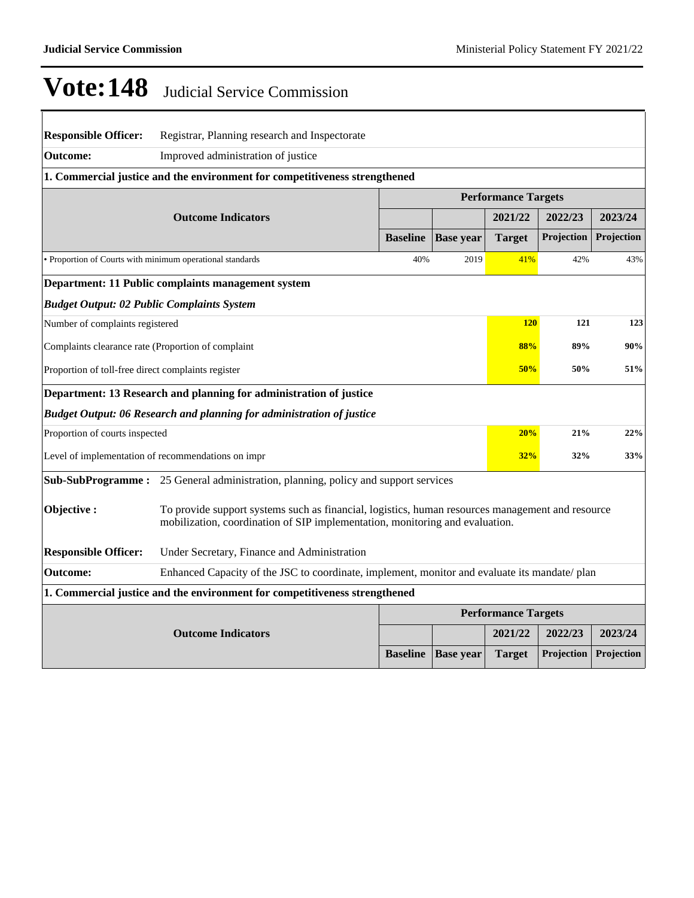# Vote:148 Judicial Service Commission

| | |
|---|---|
| **Responsible Officer:** | Registrar, Planning research and Inspectorate |
| **Outcome:** | Improved administration of justice |

**1. Commercial justice and the environment for competitiveness strengthened**

| Outcome Indicators | Performance Targets | | | | |
|---|---|---|---|---|---|
| | | | 2021/22 | 2022/23 | 2023/24 |
| | **Baseline** | **Base year** | **Target** | **Projection** | **Projection** |
| • Proportion of Courts with minimum operational standards | 40% | 2019 | 41% | 42% | 43% |

**Department: 11 Public complaints management system**

***Budget Output: 02 Public Complaints System***

| | | | | | |
|---|---|---|---|---|---|
| Number of complaints registered | | | **120** | **121** | **123** |
| Complaints clearance rate (Proportion of complaint | | | **88%** | **89%** | **90%** |
| Proportion of toll-free direct complaints register | | | **50%** | **50%** | **51%** |

**Department: 13 Research and planning for administration of justice**

***Budget Output: 06 Research and planning for administration of justice***

| | | | | | |
|---|---|---|---|---|---|
| Proportion of courts inspected | | | **20%** | **21%** | **22%** |
| Level of implementation of recommendations on impr | | | **32%** | **32%** | **33%** |

| | |
|---|---|
| **Sub-SubProgramme :** | 25 General administration, planning, policy and support services |
| **Objective :** | To provide support systems such as financial, logistics, human resources management and resource mobilization, coordination of SIP implementation, monitoring and evaluation. |
| **Responsible Officer:** | Under Secretary, Finance and Administration |
| **Outcome:** | Enhanced Capacity of the JSC to coordinate, implement, monitor and evaluate its mandate/ plan |

**1. Commercial justice and the environment for competitiveness strengthened**

| Outcome Indicators | Performance Targets | | | | |
|---|---|---|---|---|---|
| | | | 2021/22 | 2022/23 | 2023/24 |
| | **Baseline** | **Base year** | **Target** | **Projection** | **Projection** |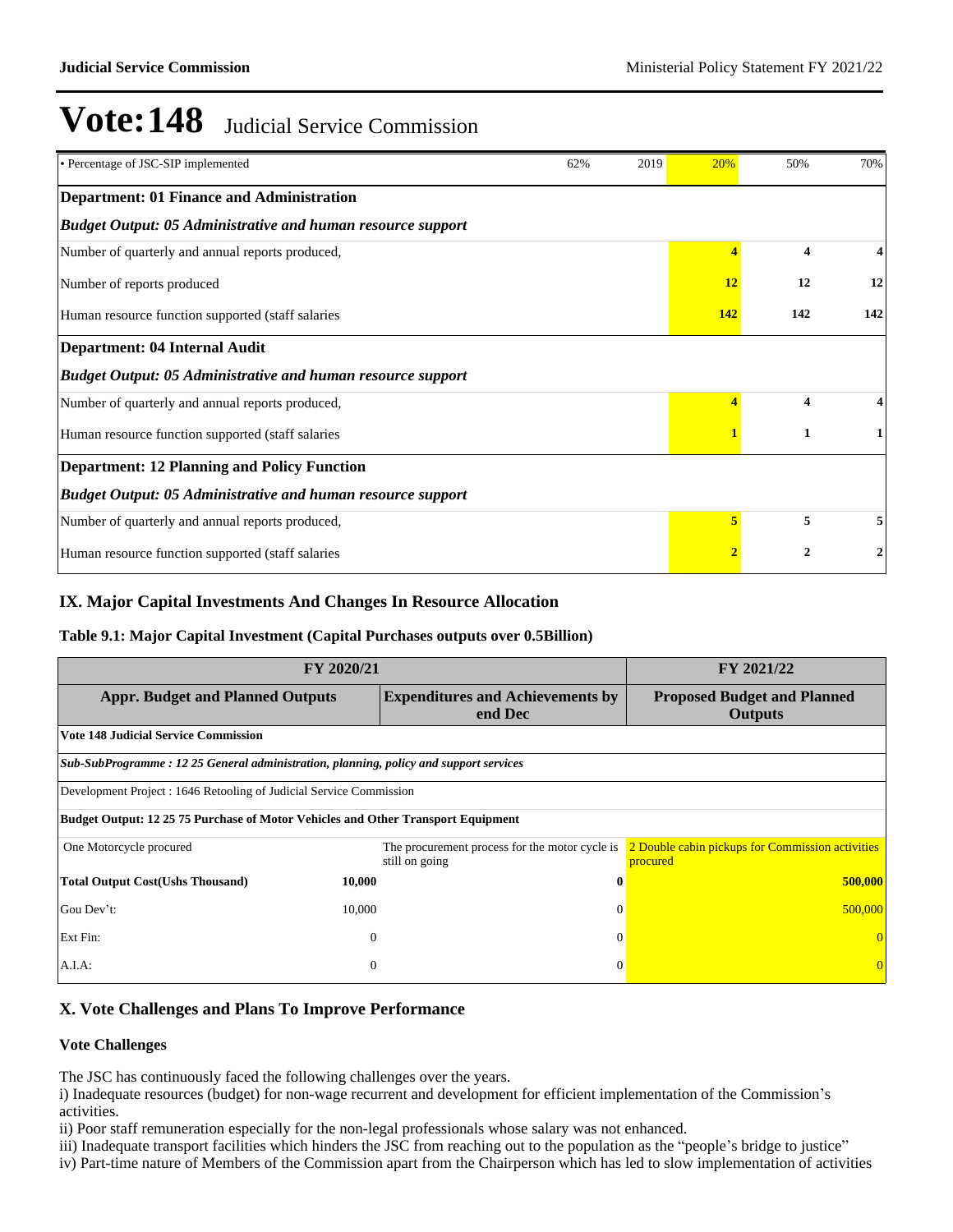# Vote:148 Judicial Service Commission

| | | | | | |
|---|---|---|---|---|---|
| • Percentage of JSC-SIP implemented | 62% | 2019 | 20% | 50% | 70% |
| **Department: 01 Finance and Administration** | | | | | |
| ***Budget Output: 05 Administrative and human resource support*** | | | | | |
| Number of quarterly and annual reports produced, | | | **4** | **4** | **4** |
| Number of reports produced | | | **12** | **12** | **12** |
| Human resource function supported (staff salaries | | | **142** | **142** | **142** |
| **Department: 04 Internal Audit** | | | | | |
| ***Budget Output: 05 Administrative and human resource support*** | | | | | |
| Number of quarterly and annual reports produced, | | | **4** | **4** | **4** |
| Human resource function supported (staff salaries | | | **1** | **1** | **1** |
| **Department: 12 Planning and Policy Function** | | | | | |
| ***Budget Output: 05 Administrative and human resource support*** | | | | | |
| Number of quarterly and annual reports produced, | | | **5** | **5** | **5** |
| Human resource function supported (staff salaries | | | **2** | **2** | **2** |

## IX. Major Capital Investments And Changes In Resource Allocation

**Table 9.1: Major Capital Investment (Capital Purchases outputs over 0.5Billion)**

| FY 2020/21 | | | FY 2021/22 |
|---|---|---|---|
| **Appr. Budget and Planned Outputs** | | **Expenditures and Achievements by end Dec** | **Proposed Budget and Planned Outputs** |
| **Vote 148 Judicial Service Commission** | | | |
| ***Sub-SubProgramme : 12 25 General administration, planning, policy and support services*** | | | |
| Development Project : 1646 Retooling of Judicial Service Commission | | | |
| **Budget Output: 12 25 75 Purchase of Motor Vehicles and Other Transport Equipment** | | | |
| One Motorcycle procured | | The procurement process for the motor cycle is still on going | 2 Double cabin pickups for Commission activities procured |
| **Total Output Cost(Ushs Thousand)** | **10,000** | **0** | **500,000** |
| Gou Dev't: | 10,000 | 0 | 500,000 |
| Ext Fin: | 0 | 0 | 0 |
| A.I.A: | 0 | 0 | 0 |

## X. Vote Challenges and Plans To Improve Performance

### Vote Challenges

The JSC has continuously faced the following challenges over the years.

i) Inadequate resources (budget) for non-wage recurrent and development for efficient implementation of the Commission's activities.

ii) Poor staff remuneration especially for the non-legal professionals whose salary was not enhanced.

iii) Inadequate transport facilities which hinders the JSC from reaching out to the population as the "people's bridge to justice"

iv) Part-time nature of Members of the Commission apart from the Chairperson which has led to slow implementation of activities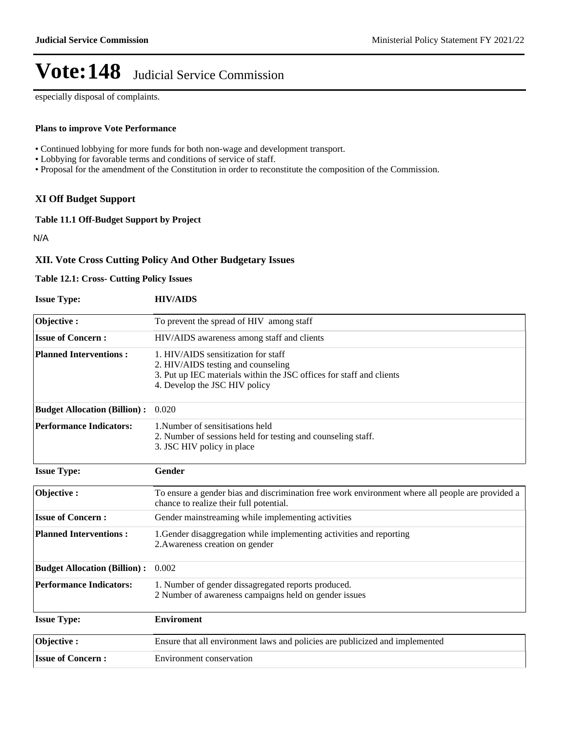especially disposal of complaints.

**Plans to improve Vote Performance**

- Continued lobbying for more funds for both non-wage and development transport.
- Lobbying for favorable terms and conditions of service of staff.
- Proposal for the amendment of the Constitution in order to reconstitute the composition of the Commission.

## XI Off Budget Support

**Table 11.1 Off-Budget Support by Project**

N/A

## XII. Vote Cross Cutting Policy And Other Budgetary Issues

**Table 12.1: Cross- Cutting Policy Issues**

**Issue Type:** **HIV/AIDS**

| | |
|---|---|
| **Objective :** | To prevent the spread of HIV among staff |
| **Issue of Concern :** | HIV/AIDS awareness among staff and clients |
| **Planned Interventions :** | 1. HIV/AIDS sensitization for staff<br>2. HIV/AIDS testing and counseling<br>3. Put up IEC materials within the JSC offices for staff and clients<br>4. Develop the JSC HIV policy |
| **Budget Allocation (Billion) :** | 0.020 |
| **Performance Indicators:** | 1.Number of sensitisations held<br>2. Number of sessions held for testing and counseling staff.<br>3. JSC HIV policy in place |

**Issue Type:** **Gender**

| | |
|---|---|
| **Objective :** | To ensure a gender bias and discrimination free work environment where all people are provided a chance to realize their full potential. |
| **Issue of Concern :** | Gender mainstreaming while implementing activities |
| **Planned Interventions :** | 1.Gender disaggregation while implementing activities and reporting<br>2.Awareness creation on gender |
| **Budget Allocation (Billion) :** | 0.002 |
| **Performance Indicators:** | 1. Number of gender dissagregated reports produced.<br>2 Number of awareness campaigns held on gender issues |

**Issue Type:** **Enviroment**

| | |
|---|---|
| **Objective :** | Ensure that all environment laws and policies are publicized and implemented |
| **Issue of Concern :** | Environment conservation |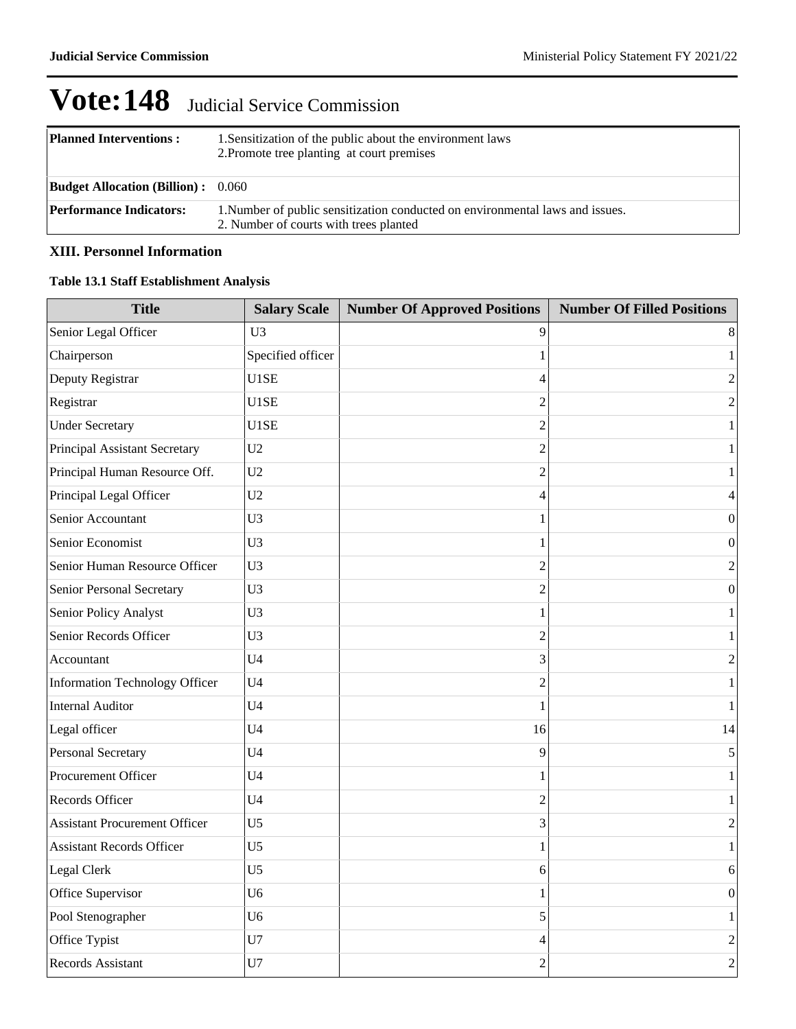# Vote:148 Judicial Service Commission

| | |
|---|---|
| **Planned Interventions :** | 1.Sensitization of the public about the environment laws<br>2.Promote tree planting at court premises |
| **Budget Allocation (Billion) :** | 0.060 |
| **Performance Indicators:** | 1.Number of public sensitization conducted on environmental laws and issues.<br>2. Number of courts with trees planted |

### XIII. Personnel Information

**Table 13.1 Staff Establishment Analysis**

| Title | Salary Scale | Number Of Approved Positions | Number Of Filled Positions |
|---|---|---|---|
| Senior Legal Officer | U3 | 9 | 8 |
| Chairperson | Specified officer | 1 | 1 |
| Deputy Registrar | U1SE | 4 | 2 |
| Registrar | U1SE | 2 | 2 |
| Under Secretary | U1SE | 2 | 1 |
| Principal Assistant Secretary | U2 | 2 | 1 |
| Principal Human Resource Off. | U2 | 2 | 1 |
| Principal Legal Officer | U2 | 4 | 4 |
| Senior Accountant | U3 | 1 | 0 |
| Senior Economist | U3 | 1 | 0 |
| Senior Human Resource Officer | U3 | 2 | 2 |
| Senior Personal Secretary | U3 | 2 | 0 |
| Senior Policy Analyst | U3 | 1 | 1 |
| Senior Records Officer | U3 | 2 | 1 |
| Accountant | U4 | 3 | 2 |
| Information Technology Officer | U4 | 2 | 1 |
| Internal Auditor | U4 | 1 | 1 |
| Legal officer | U4 | 16 | 14 |
| Personal Secretary | U4 | 9 | 5 |
| Procurement Officer | U4 | 1 | 1 |
| Records Officer | U4 | 2 | 1 |
| Assistant Procurement Officer | U5 | 3 | 2 |
| Assistant Records Officer | U5 | 1 | 1 |
| Legal Clerk | U5 | 6 | 6 |
| Office Supervisor | U6 | 1 | 0 |
| Pool Stenographer | U6 | 5 | 1 |
| Office Typist | U7 | 4 | 2 |
| Records Assistant | U7 | 2 | 2 |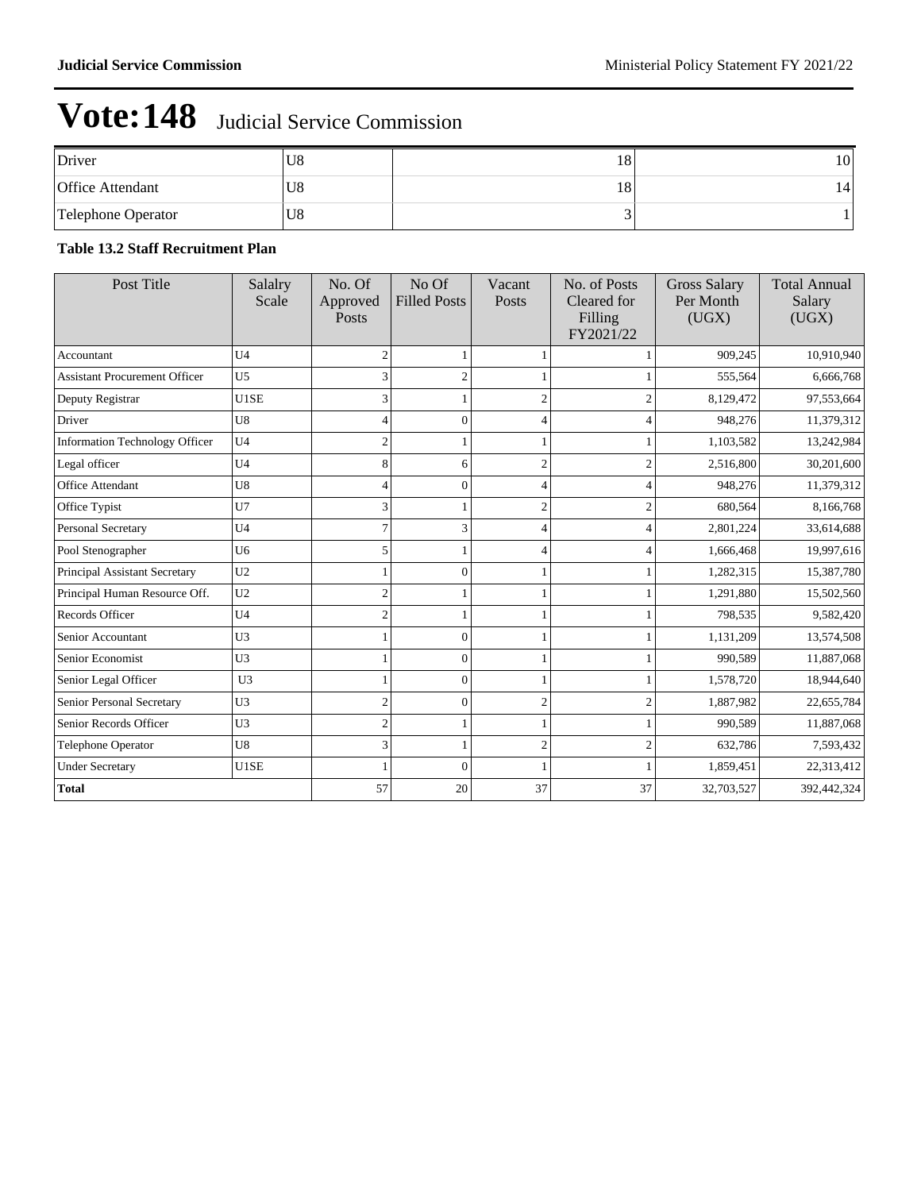# Vote:148 Judicial Service Commission

| | | | |
|---|---|---|---|
| Driver | U8 | 18 | 10 |
| Office Attendant | U8 | 18 | 14 |
| Telephone Operator | U8 | 3 | 1 |

**Table 13.2 Staff Recruitment Plan**

| Post Title | Salalry Scale | No. Of Approved Posts | No Of Filled Posts | Vacant Posts | No. of Posts Cleared for Filling FY2021/22 | Gross Salary Per Month (UGX) | Total Annual Salary (UGX) |
|---|---|---|---|---|---|---|---|
| Accountant | U4 | 2 | 1 | 1 | 1 | 909,245 | 10,910,940 |
| Assistant Procurement Officer | U5 | 3 | 2 | 1 | 1 | 555,564 | 6,666,768 |
| Deputy Registrar | U1SE | 3 | 1 | 2 | 2 | 8,129,472 | 97,553,664 |
| Driver | U8 | 4 | 0 | 4 | 4 | 948,276 | 11,379,312 |
| Information Technology Officer | U4 | 2 | 1 | 1 | 1 | 1,103,582 | 13,242,984 |
| Legal officer | U4 | 8 | 6 | 2 | 2 | 2,516,800 | 30,201,600 |
| Office Attendant | U8 | 4 | 0 | 4 | 4 | 948,276 | 11,379,312 |
| Office Typist | U7 | 3 | 1 | 2 | 2 | 680,564 | 8,166,768 |
| Personal Secretary | U4 | 7 | 3 | 4 | 4 | 2,801,224 | 33,614,688 |
| Pool Stenographer | U6 | 5 | 1 | 4 | 4 | 1,666,468 | 19,997,616 |
| Principal Assistant Secretary | U2 | 1 | 0 | 1 | 1 | 1,282,315 | 15,387,780 |
| Principal Human Resource Off. | U2 | 2 | 1 | 1 | 1 | 1,291,880 | 15,502,560 |
| Records Officer | U4 | 2 | 1 | 1 | 1 | 798,535 | 9,582,420 |
| Senior Accountant | U3 | 1 | 0 | 1 | 1 | 1,131,209 | 13,574,508 |
| Senior Economist | U3 | 1 | 0 | 1 | 1 | 990,589 | 11,887,068 |
| Senior Legal Officer | U3 | 1 | 0 | 1 | 1 | 1,578,720 | 18,944,640 |
| Senior Personal Secretary | U3 | 2 | 0 | 2 | 2 | 1,887,982 | 22,655,784 |
| Senior Records Officer | U3 | 2 | 1 | 1 | 1 | 990,589 | 11,887,068 |
| Telephone Operator | U8 | 3 | 1 | 2 | 2 | 632,786 | 7,593,432 |
| Under Secretary | U1SE | 1 | 0 | 1 | 1 | 1,859,451 | 22,313,412 |
| **Total** | | 57 | 20 | 37 | 37 | 32,703,527 | 392,442,324 |